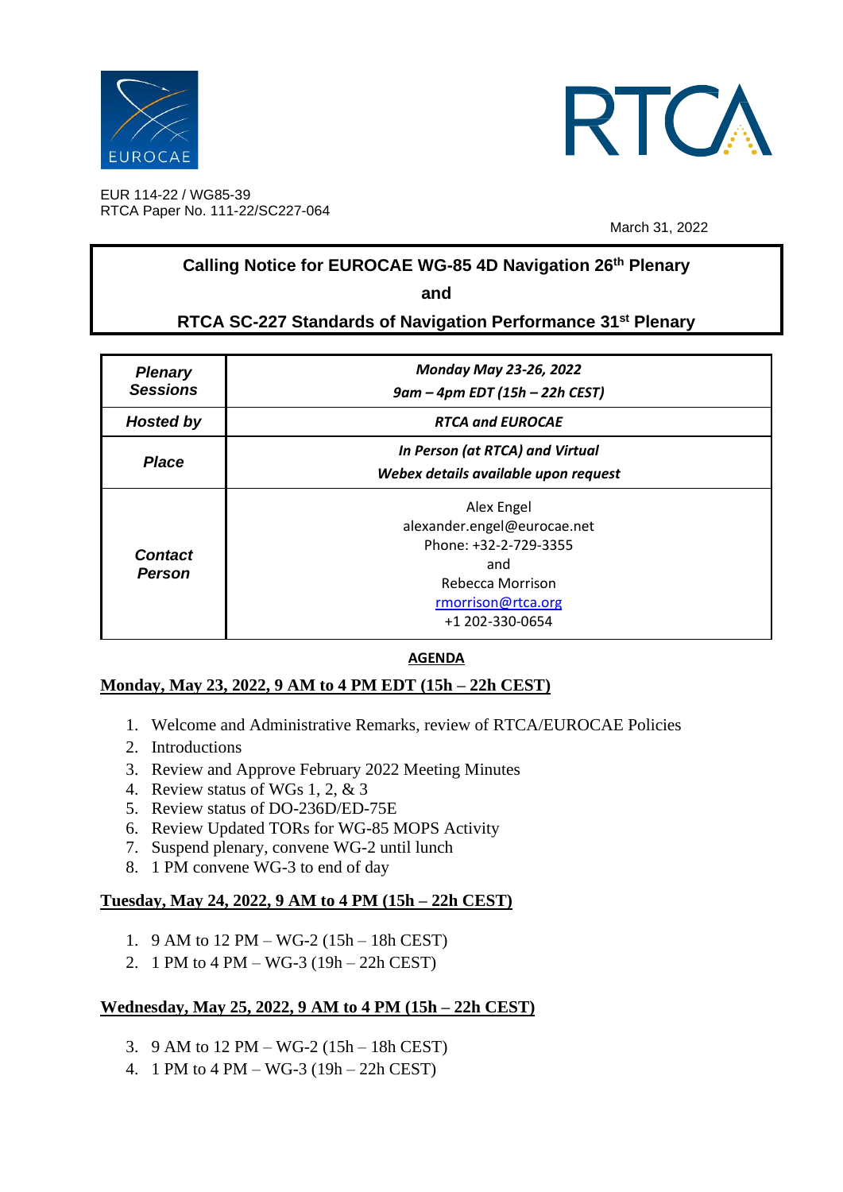EUR 114-22 / WG85-39
RTCA Paper No. 111-22/SC227-064

March 31, 2022

## Calling Notice for EUROCAE WG-85 4D Navigation 26th Plenary

**and**

## RTCA SC-227 Standards of Navigation Performance 31st Plenary

| | |
|---|---|
| ***Plenary Sessions*** | ***Monday May 23-26, 2022*** <br> ***9am – 4pm EDT (15h – 22h CEST)*** |
| ***Hosted by*** | ***RTCA and EUROCAE*** |
| ***Place*** | ***In Person (at RTCA) and Virtual*** <br> ***Webex details available upon request*** |
| ***Contact Person*** | Alex Engel <br> alexander.engel@eurocae.net <br> Phone: +32-2-729-3355 <br> and <br> Rebecca Morrison <br> rmorrison@rtca.org <br> +1 202-330-0654 |

**AGENDA**

**Monday, May 23, 2022, 9 AM to 4 PM EDT (15h – 22h CEST)**

1. Welcome and Administrative Remarks, review of RTCA/EUROCAE Policies
2. Introductions
3. Review and Approve February 2022 Meeting Minutes
4. Review status of WGs 1, 2, & 3
5. Review status of DO-236D/ED-75E
6. Review Updated TORs for WG-85 MOPS Activity
7. Suspend plenary, convene WG-2 until lunch
8. 1 PM convene WG-3 to end of day

**Tuesday, May 24, 2022, 9 AM to 4 PM (15h – 22h CEST)**

1. 9 AM to 12 PM – WG-2 (15h – 18h CEST)
2. 1 PM to 4 PM – WG-3 (19h – 22h CEST)

**Wednesday, May 25, 2022, 9 AM to 4 PM (15h – 22h CEST)**

3. 9 AM to 12 PM – WG-2 (15h – 18h CEST)
4. 1 PM to 4 PM – WG-3 (19h – 22h CEST)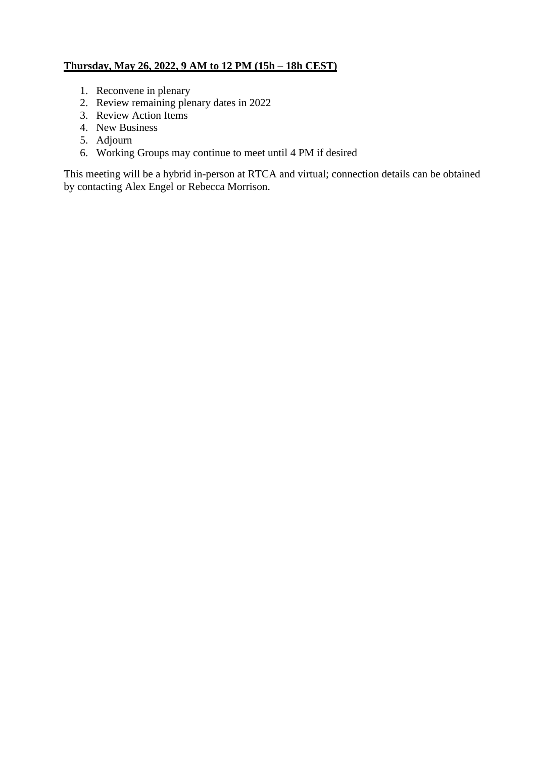**Thursday, May 26, 2022, 9 AM to 12 PM (15h – 18h CEST)**

1. Reconvene in plenary
2. Review remaining plenary dates in 2022
3. Review Action Items
4. New Business
5. Adjourn
6. Working Groups may continue to meet until 4 PM if desired

This meeting will be a hybrid in-person at RTCA and virtual; connection details can be obtained by contacting Alex Engel or Rebecca Morrison.